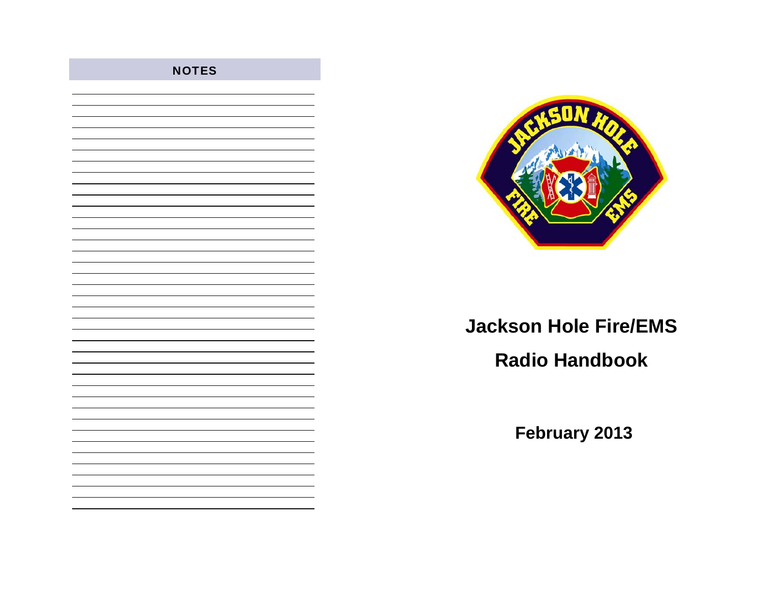## NOTES

# Jackson Hole Fire/EMS

# Radio Handbook

**February 2013**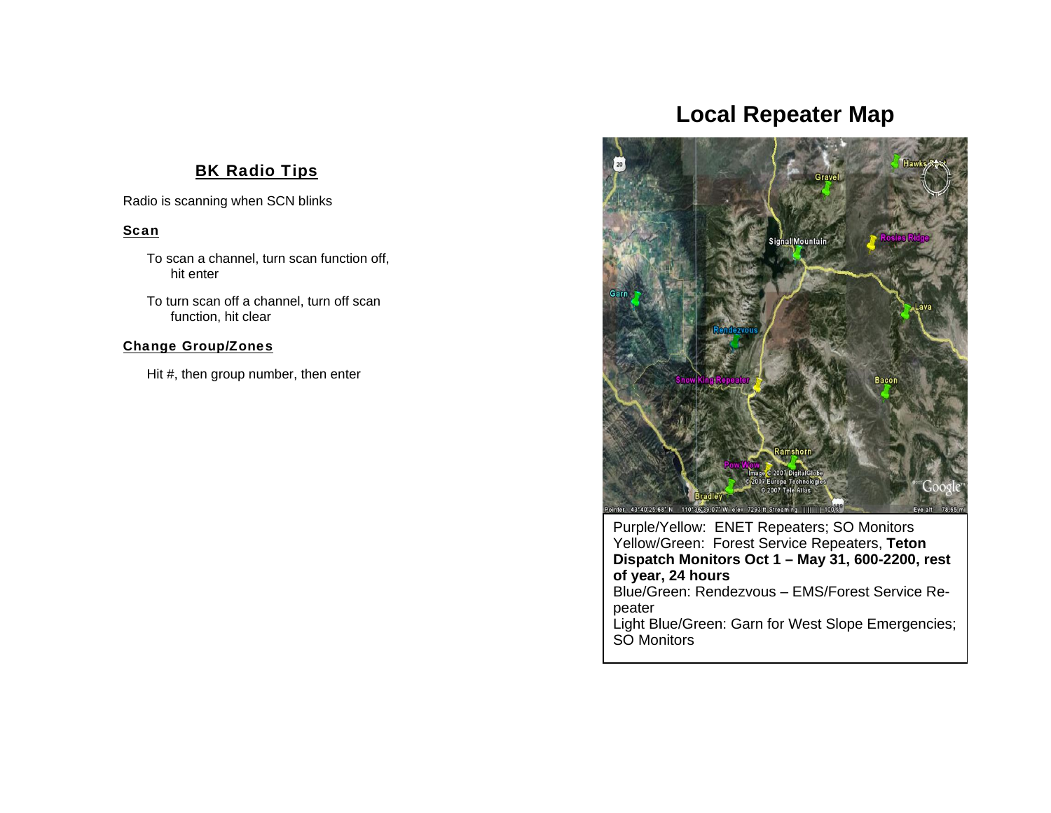## BK Radio Tips

Radio is scanning when SCN blinks

### Scan

To scan a channel, turn scan function off, hit enter

To turn scan off a channel, turn off scan function, hit clear

### Change Group/Zones

Hit #, then group number, then enter

# Local Repeater Map

Purple/Yellow: ENET Repeaters; SO Monitors
Yellow/Green: Forest Service Repeaters, **Teton Dispatch Monitors Oct 1 – May 31, 600-2200, rest of year, 24 hours**
Blue/Green: Rendezvous – EMS/Forest Service Repeater
Light Blue/Green: Garn for West Slope Emergencies; SO Monitors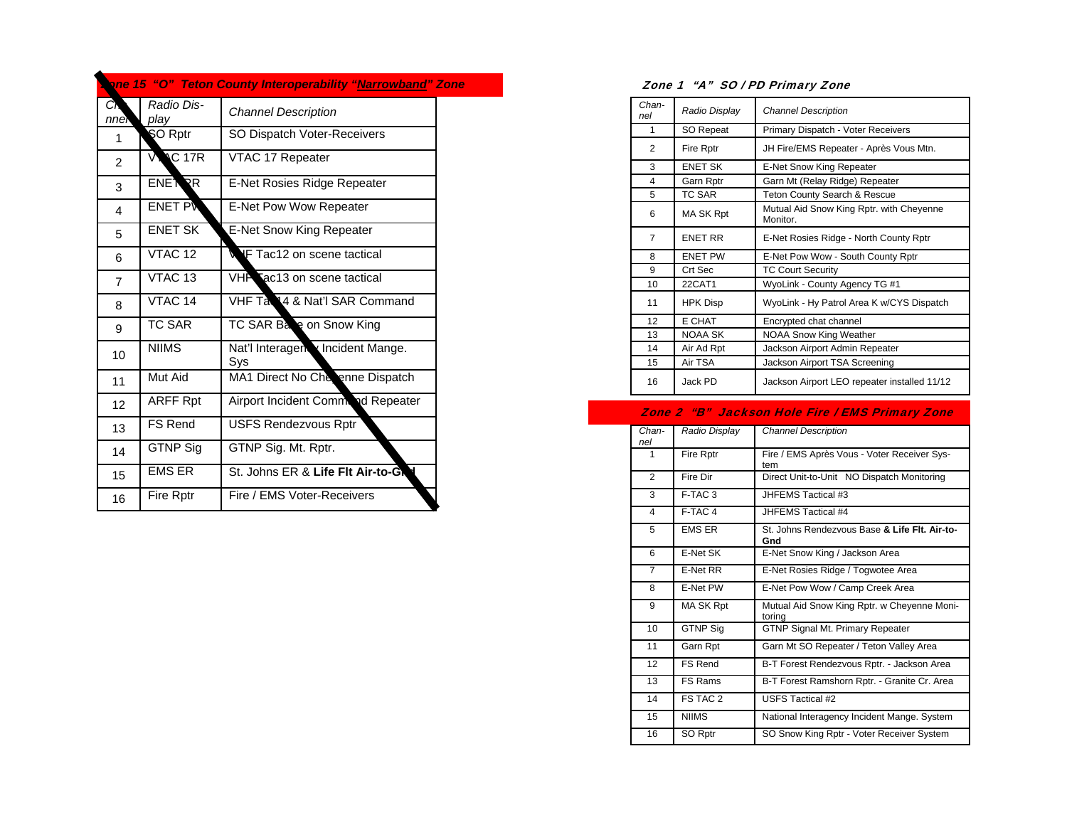## Zone 15 "O" Teton County Interoperability "Narrowband" Zone

| Channel | Radio Display | Channel Description |
|---|---|---|
| 1 | SO Rptr | SO Dispatch Voter-Receivers |
| 2 | VTAC 17R | VTAC 17 Repeater |
| 3 | ENET RR | E-Net Rosies Ridge Repeater |
| 4 | ENET PW | E-Net Pow Wow Repeater |
| 5 | ENET SK | E-Net Snow King Repeater |
| 6 | VTAC 12 | VHF Tac12 on scene tactical |
| 7 | VTAC 13 | VHF Tac13 on scene tactical |
| 8 | VTAC 14 | VHF Tac14 & Nat'l SAR Command |
| 9 | TC SAR | TC SAR Base on Snow King |
| 10 | NIIMS | Nat'l Interagency Incident Mange. Sys |
| 11 | Mut Aid | MA1 Direct No Cheyenne Dispatch |
| 12 | ARFF Rpt | Airport Incident Command Repeater |
| 13 | FS Rend | USFS Rendezvous Rptr |
| 14 | GTNP Sig | GTNP Sig. Mt. Rptr. |
| 15 | EMS ER | St. Johns ER & **Life Flt Air-to-Gnd** |
| 16 | Fire Rptr | Fire / EMS Voter-Receivers |

## Zone 1 "A" SO / PD Primary Zone

| Channel | Radio Display | Channel Description |
|---|---|---|
| 1 | SO Repeat | Primary Dispatch - Voter Receivers |
| 2 | Fire Rptr | JH Fire/EMS Repeater - Après Vous Mtn. |
| 3 | ENET SK | E-Net Snow King Repeater |
| 4 | Garn Rptr | Garn Mt (Relay Ridge) Repeater |
| 5 | TC SAR | Teton County Search & Rescue |
| 6 | MA SK Rpt | Mutual Aid Snow King Rptr. with Cheyenne Monitor. |
| 7 | ENET RR | E-Net Rosies Ridge - North County Rptr |
| 8 | ENET PW | E-Net Pow Wow - South County Rptr |
| 9 | Crt Sec | TC Court Security |
| 10 | 22CAT1 | WyoLink - County Agency TG #1 |
| 11 | HPK Disp | WyoLink - Hy Patrol Area K w/CYS Dispatch |
| 12 | E CHAT | Encrypted chat channel |
| 13 | NOAA SK | NOAA Snow King Weather |
| 14 | Air Ad Rpt | Jackson Airport Admin Repeater |
| 15 | Air TSA | Jackson Airport TSA Screening |
| 16 | Jack PD | Jackson Airport LEO repeater installed 11/12 |

## Zone 2 "B" Jackson Hole Fire / EMS Primary Zone

| Channel | Radio Display | Channel Description |
|---|---|---|
| 1 | Fire Rptr | Fire / EMS Après Vous - Voter Receiver System |
| 2 | Fire Dir | Direct Unit-to-Unit NO Dispatch Monitoring |
| 3 | F-TAC 3 | JHFEMS Tactical #3 |
| 4 | F-TAC 4 | JHFEMS Tactical #4 |
| 5 | EMS ER | St. Johns Rendezvous Base **& Life Flt. Air-to-Gnd** |
| 6 | E-Net SK | E-Net Snow King / Jackson Area |
| 7 | E-Net RR | E-Net Rosies Ridge / Togwotee Area |
| 8 | E-Net PW | E-Net Pow Wow / Camp Creek Area |
| 9 | MA SK Rpt | Mutual Aid Snow King Rptr. w Cheyenne Monitoring |
| 10 | GTNP Sig | GTNP Signal Mt. Primary Repeater |
| 11 | Garn Rpt | Garn Mt SO Repeater / Teton Valley Area |
| 12 | FS Rend | B-T Forest Rendezvous Rptr. - Jackson Area |
| 13 | FS Rams | B-T Forest Ramshorn Rptr. - Granite Cr. Area |
| 14 | FS TAC 2 | USFS Tactical #2 |
| 15 | NIIMS | National Interagency Incident Mange. System |
| 16 | SO Rptr | SO Snow King Rptr - Voter Receiver System |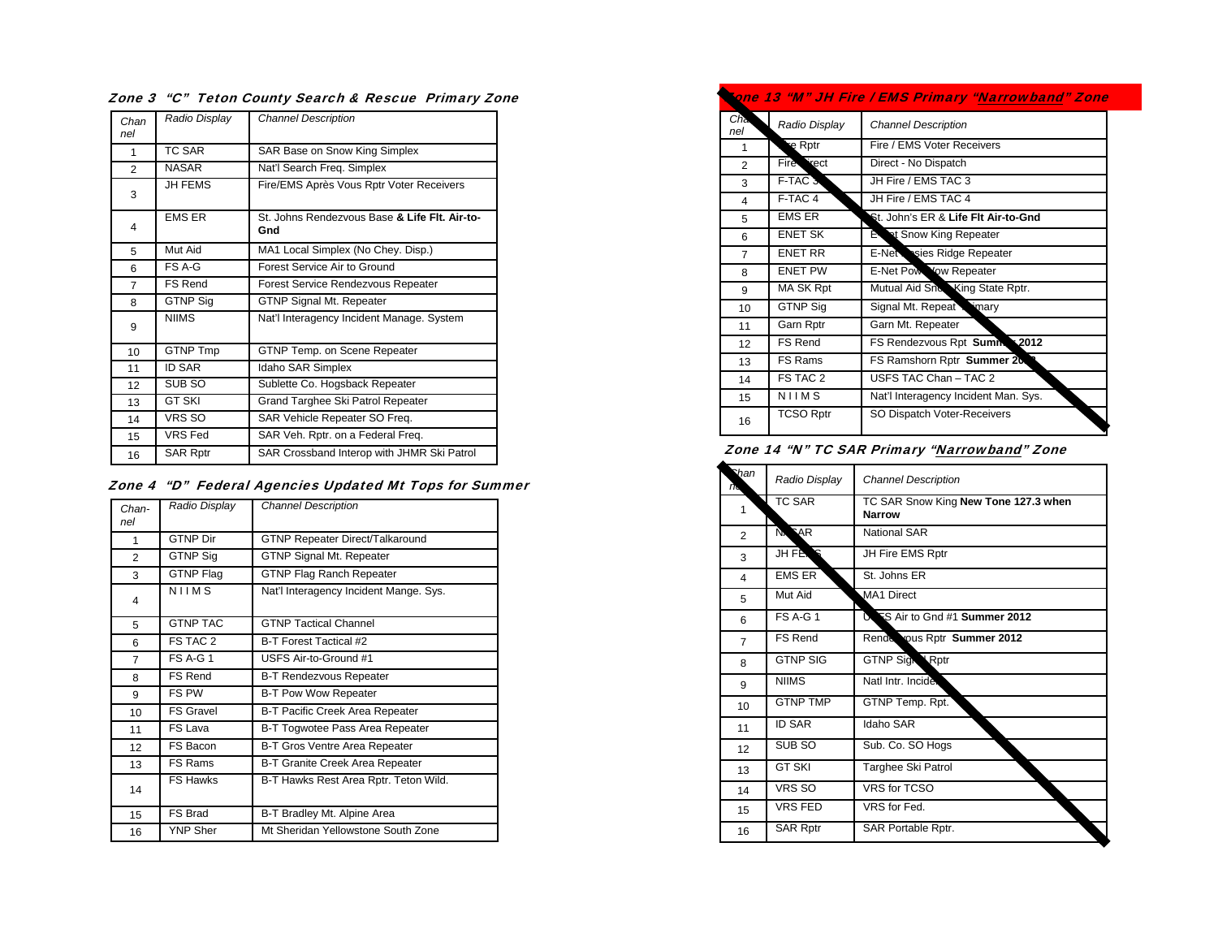## Zone 3 "C" Teton County Search & Rescue Primary Zone

| Channel | Radio Display | Channel Description |
|---|---|---|
| 1 | TC SAR | SAR Base on Snow King Simplex |
| 2 | NASAR | Nat'l Search Freq. Simplex |
| 3 | JH FEMS | Fire/EMS Après Vous Rptr Voter Receivers |
| 4 | EMS ER | St. Johns Rendezvous Base **& Life Flt. Air-to-Gnd** |
| 5 | Mut Aid | MA1 Local Simplex (No Chey. Disp.) |
| 6 | FS A-G | Forest Service Air to Ground |
| 7 | FS Rend | Forest Service Rendezvous Repeater |
| 8 | GTNP Sig | GTNP Signal Mt. Repeater |
| 9 | NIIMS | Nat'l Interagency Incident Manage. System |
| 10 | GTNP Tmp | GTNP Temp. on Scene Repeater |
| 11 | ID SAR | Idaho SAR Simplex |
| 12 | SUB SO | Sublette Co. Hogsback Repeater |
| 13 | GT SKI | Grand Targhee Ski Patrol Repeater |
| 14 | VRS SO | SAR Vehicle Repeater SO Freq. |
| 15 | VRS Fed | SAR Veh. Rptr. on a Federal Freq. |
| 16 | SAR Rptr | SAR Crossband Interop with JHMR Ski Patrol |

## Zone 4 "D" Federal Agencies Updated Mt Tops for Summer

| Chan-nel | Radio Display | Channel Description |
|---|---|---|
| 1 | GTNP Dir | GTNP Repeater Direct/Talkaround |
| 2 | GTNP Sig | GTNP Signal Mt. Repeater |
| 3 | GTNP Flag | GTNP Flag Ranch Repeater |
| 4 | N I I M S | Nat'l Interagency Incident Mange. Sys. |
| 5 | GTNP TAC | GTNP Tactical Channel |
| 6 | FS TAC 2 | B-T Forest Tactical #2 |
| 7 | FS A-G 1 | USFS Air-to-Ground #1 |
| 8 | FS Rend | B-T Rendezvous Repeater |
| 9 | FS PW | B-T Pow Wow Repeater |
| 10 | FS Gravel | B-T Pacific Creek Area Repeater |
| 11 | FS Lava | B-T Togwotee Pass Area Repeater |
| 12 | FS Bacon | B-T Gros Ventre Area Repeater |
| 13 | FS Rams | B-T Granite Creek Area Repeater |
| 14 | FS Hawks | B-T Hawks Rest Area Rptr. Teton Wild. |
| 15 | FS Brad | B-T Bradley Mt. Alpine Area |
| 16 | YNP Sher | Mt Sheridan Yellowstone South Zone |

## Zone 13 "M" JH Fire / EMS Primary "Narrowband" Zone

| Channel | Radio Display | Channel Description |
|---|---|---|
| 1 | Fire Rptr | Fire / EMS Voter Receivers |
| 2 | Fire Direct | Direct - No Dispatch |
| 3 | F-TAC 3 | JH Fire / EMS TAC 3 |
| 4 | F-TAC 4 | JH Fire / EMS TAC 4 |
| 5 | EMS ER | St. John's ER & **Life Flt Air-to-Gnd** |
| 6 | ENET SK | E-Net Snow King Repeater |
| 7 | ENET RR | E-Net Rossies Ridge Repeater |
| 8 | ENET PW | E-Net Pow Wow Repeater |
| 9 | MA SK Rpt | Mutual Aid Snow King State Rptr. |
| 10 | GTNP Sig | Signal Mt. Repeat Primary |
| 11 | Garn Rptr | Garn Mt. Repeater |
| 12 | FS Rend | FS Rendezvous Rpt **Summer 2012** |
| 13 | FS Rams | FS Ramshorn Rptr **Summer 2012** |
| 14 | FS TAC 2 | USFS TAC Chan – TAC 2 |
| 15 | N I I M S | Nat'l Interagency Incident Man. Sys. |
| 16 | TCSO Rptr | SO Dispatch Voter-Receivers |

## Zone 14 "N" TC SAR Primary "Narrowband" Zone

| Channel | Radio Display | Channel Description |
|---|---|---|
| 1 | TC SAR | TC SAR Snow King **New Tone 127.3 when Narrow** |
| 2 | NASAR | National SAR |
| 3 | JH FEMS | JH Fire EMS Rptr |
| 4 | EMS ER | St. Johns ER |
| 5 | Mut Aid | MA1 Direct |
| 6 | FS A-G 1 | USFS Air to Gnd #1 **Summer 2012** |
| 7 | FS Rend | Rendezvous Rptr **Summer 2012** |
| 8 | GTNP SIG | GTNP Signal Rptr |
| 9 | NIIMS | Natl Intr. Incident |
| 10 | GTNP TMP | GTNP Temp. Rpt. |
| 11 | ID SAR | Idaho SAR |
| 12 | SUB SO | Sub. Co. SO Hogs |
| 13 | GT SKI | Targhee Ski Patrol |
| 14 | VRS SO | VRS for TCSO |
| 15 | VRS FED | VRS for Fed. |
| 16 | SAR Rptr | SAR Portable Rptr. |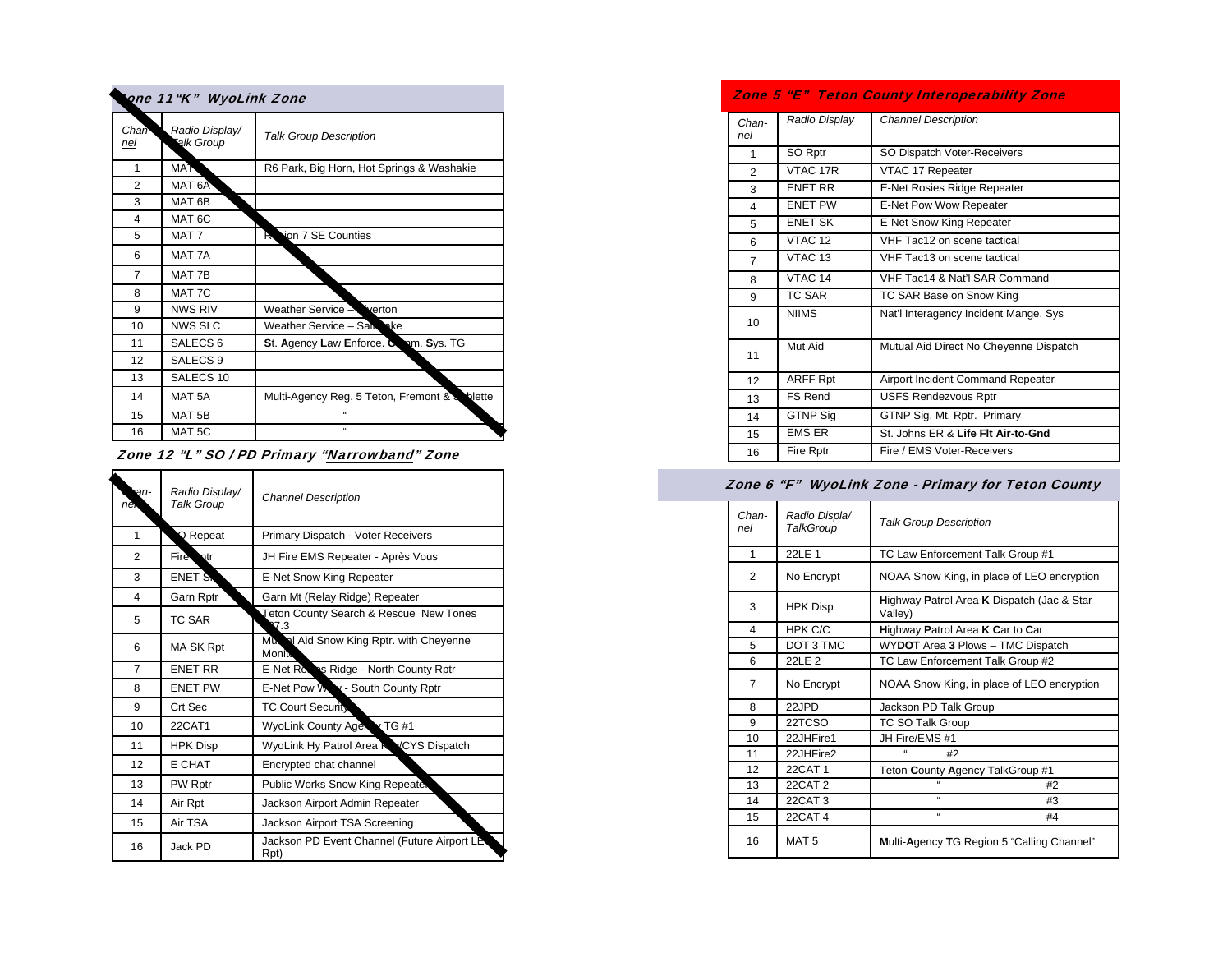## Zone 11 "K" WyoLink Zone

| Channel | Radio Display/ Talk Group | Talk Group Description |
|---|---|---|
| 1 | MAT | R6 Park, Big Horn, Hot Springs & Washakie |
| 2 | MAT 6A | |
| 3 | MAT 6B | |
| 4 | MAT 6C | |
| 5 | MAT 7 | Region 7 SE Counties |
| 6 | MAT 7A | |
| 7 | MAT 7B | |
| 8 | MAT 7C | |
| 9 | NWS RIV | Weather Service – Riverton |
| 10 | NWS SLC | Weather Service – Salt Lake |
| 11 | SALECS 6 | **S**t. **A**gency **L**aw **E**nforce. **C**omm. **S**ys. TG |
| 12 | SALECS 9 | |
| 13 | SALECS 10 | |
| 14 | MAT 5A | Multi-Agency Reg. 5 Teton, Fremont & Sublette |
| 15 | MAT 5B | " |
| 16 | MAT 5C | " |

## Zone 12 "L" SO / PD Primary "Narrowband" Zone

| Channel | Radio Display/ Talk Group | Channel Description |
|---|---|---|
| 1 | SO Repeat | Primary Dispatch - Voter Receivers |
| 2 | Fire Rptr | JH Fire EMS Repeater - Après Vous |
| 3 | ENET SK | E-Net Snow King Repeater |
| 4 | Garn Rptr | Garn Mt (Relay Ridge) Repeater |
| 5 | TC SAR | Teton County Search & Rescue New Tones 127.3 |
| 6 | MA SK Rpt | Mutual Aid Snow King Rptr. with Cheyenne Monitor |
| 7 | ENET RR | E-Net Rosies Ridge - North County Rptr |
| 8 | ENET PW | E-Net Pow Wow - South County Rptr |
| 9 | Crt Sec | TC Court Security |
| 10 | 22CAT1 | WyoLink County Agency TG #1 |
| 11 | HPK Disp | WyoLink Hy Patrol Area K/CYS Dispatch |
| 12 | E CHAT | Encrypted chat channel |
| 13 | PW Rptr | Public Works Snow King Repeater |
| 14 | Air Rpt | Jackson Airport Admin Repeater |
| 15 | Air TSA | Jackson Airport TSA Screening |
| 16 | Jack PD | Jackson PD Event Channel (Future Airport LE Rpt) |

## Zone 5 "E" Teton County Interoperability Zone

| Channel | Radio Display | Channel Description |
|---|---|---|
| 1 | SO Rptr | SO Dispatch Voter-Receivers |
| 2 | VTAC 17R | VTAC 17 Repeater |
| 3 | ENET RR | E-Net Rosies Ridge Repeater |
| 4 | ENET PW | E-Net Pow Wow Repeater |
| 5 | ENET SK | E-Net Snow King Repeater |
| 6 | VTAC 12 | VHF Tac12 on scene tactical |
| 7 | VTAC 13 | VHF Tac13 on scene tactical |
| 8 | VTAC 14 | VHF Tac14 & Nat'l SAR Command |
| 9 | TC SAR | TC SAR Base on Snow King |
| 10 | NIIMS | Nat'l Interagency Incident Mange. Sys |
| 11 | Mut Aid | Mutual Aid Direct No Cheyenne Dispatch |
| 12 | ARFF Rpt | Airport Incident Command Repeater |
| 13 | FS Rend | USFS Rendezvous Rptr |
| 14 | GTNP Sig | GTNP Sig. Mt. Rptr. Primary |
| 15 | EMS ER | St. Johns ER & **Life Flt Air-to-Gnd** |
| 16 | Fire Rptr | Fire / EMS Voter-Receivers |

## Zone 6 "F" WyoLink Zone - Primary for Teton County

| Channel | Radio Displa/ TalkGroup | Talk Group Description |
|---|---|---|
| 1 | 22LE 1 | TC Law Enforcement Talk Group #1 |
| 2 | No Encrypt | NOAA Snow King, in place of LEO encryption |
| 3 | HPK Disp | **H**ighway **P**atrol Area **K** Dispatch (Jac & Star Valley) |
| 4 | HPK C/C | **H**ighway **P**atrol Area **K** **C**ar to **C**ar |
| 5 | DOT 3 TMC | WY**DOT** Area **3** Plows – TMC Dispatch |
| 6 | 22LE 2 | TC Law Enforcement Talk Group #2 |
| 7 | No Encrypt | NOAA Snow King, in place of LEO encryption |
| 8 | 22JPD | Jackson PD Talk Group |
| 9 | 22TCSO | TC SO Talk Group |
| 10 | 22JHFire1 | JH Fire/EMS #1 |
| 11 | 22JHFire2 | " #2 |
| 12 | 22CAT 1 | Teton **C**ounty **A**gency **T**alkGroup #1 |
| 13 | 22CAT 2 | " #2 |
| 14 | 22CAT 3 | " #3 |
| 15 | 22CAT 4 | " #4 |
| 16 | MAT 5 | **M**ulti-**A**gency **T**G Region 5 "Calling Channel" |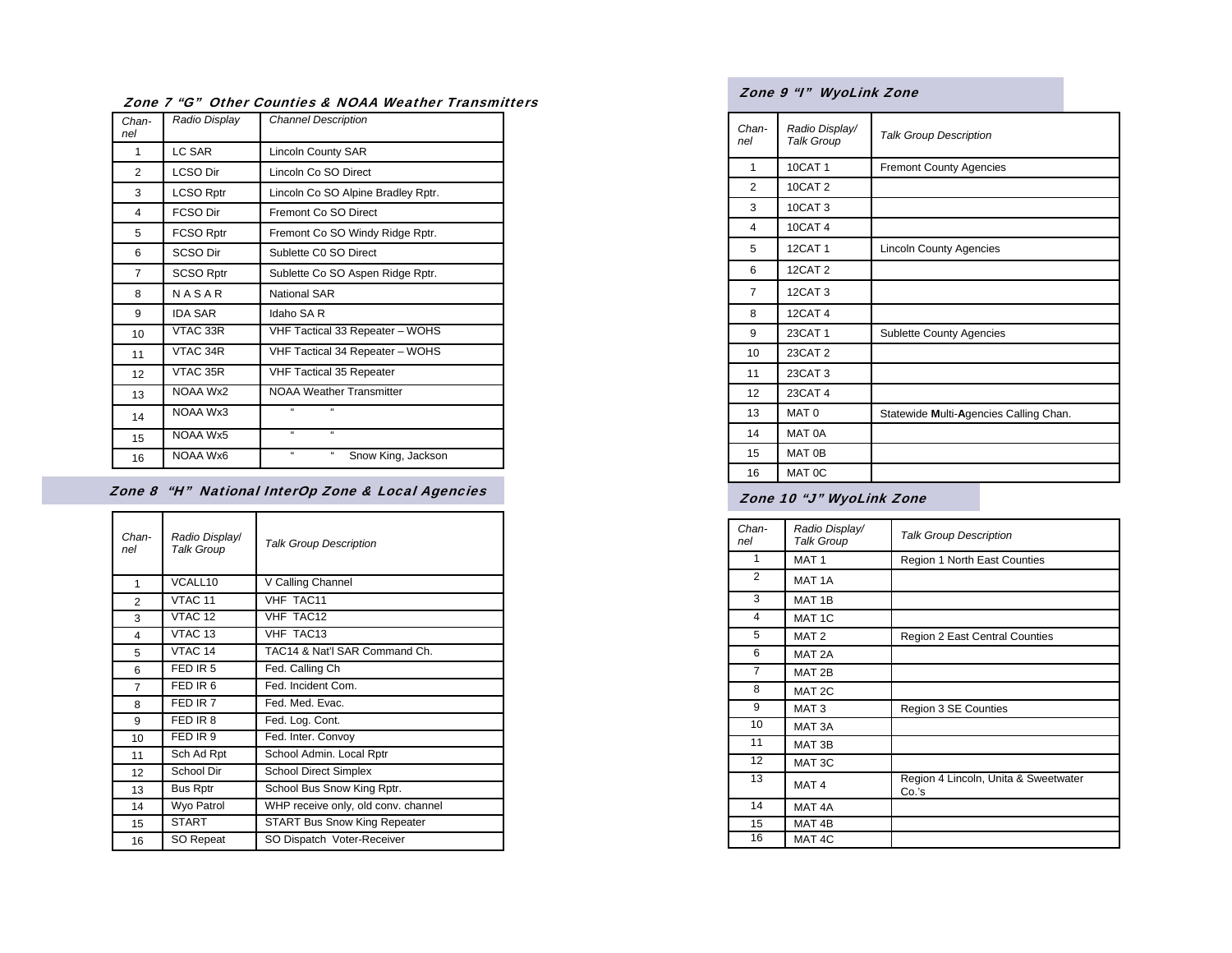### *Zone 7 "G" Other Counties & NOAA Weather Transmitters*

| *Chan-nel* | *Radio Display* | *Channel Description* |
|---|---|---|
| 1 | LC SAR | Lincoln County SAR |
| 2 | LCSO Dir | Lincoln Co SO Direct |
| 3 | LCSO Rptr | Lincoln Co SO Alpine Bradley Rptr. |
| 4 | FCSO Dir | Fremont Co SO Direct |
| 5 | FCSO Rptr | Fremont Co SO Windy Ridge Rptr. |
| 6 | SCSO Dir | Sublette C0 SO Direct |
| 7 | SCSO Rptr | Sublette Co SO Aspen Ridge Rptr. |
| 8 | N A S A R | National SAR |
| 9 | IDA SAR | Idaho SA R |
| 10 | VTAC 33R | VHF Tactical 33 Repeater – WOHS |
| 11 | VTAC 34R | VHF Tactical 34 Repeater – WOHS |
| 12 | VTAC 35R | VHF Tactical 35 Repeater |
| 13 | NOAA Wx2 | NOAA Weather Transmitter |
| 14 | NOAA Wx3 | " " |
| 15 | NOAA Wx5 | " " |
| 16 | NOAA Wx6 | " " Snow King, Jackson |

### *Zone 8 "H" National InterOp Zone & Local Agencies*

| *Chan-nel* | *Radio Display/ Talk Group* | *Talk Group Description* |
|---|---|---|
| 1 | VCALL10 | V Calling Channel |
| 2 | VTAC 11 | VHF TAC11 |
| 3 | VTAC 12 | VHF TAC12 |
| 4 | VTAC 13 | VHF TAC13 |
| 5 | VTAC 14 | TAC14 & Nat'l SAR Command Ch. |
| 6 | FED IR 5 | Fed. Calling Ch |
| 7 | FED IR 6 | Fed. Incident Com. |
| 8 | FED IR 7 | Fed. Med. Evac. |
| 9 | FED IR 8 | Fed. Log. Cont. |
| 10 | FED IR 9 | Fed. Inter. Convoy |
| 11 | Sch Ad Rpt | School Admin. Local Rptr |
| 12 | School Dir | School Direct Simplex |
| 13 | Bus Rptr | School Bus Snow King Rptr. |
| 14 | Wyo Patrol | WHP receive only, old conv. channel |
| 15 | START | START Bus Snow King Repeater |
| 16 | SO Repeat | SO Dispatch Voter-Receiver |

### *Zone 9 "I" WyoLink Zone*

| *Chan-nel* | *Radio Display/ Talk Group* | *Talk Group Description* |
|---|---|---|
| 1 | 10CAT 1 | Fremont County Agencies |
| 2 | 10CAT 2 | |
| 3 | 10CAT 3 | |
| 4 | 10CAT 4 | |
| 5 | 12CAT 1 | Lincoln County Agencies |
| 6 | 12CAT 2 | |
| 7 | 12CAT 3 | |
| 8 | 12CAT 4 | |
| 9 | 23CAT 1 | Sublette County Agencies |
| 10 | 23CAT 2 | |
| 11 | 23CAT 3 | |
| 12 | 23CAT 4 | |
| 13 | MAT 0 | Statewide **M**ulti-**A**gencies Calling Chan. |
| 14 | MAT 0A | |
| 15 | MAT 0B | |
| 16 | MAT 0C | |

### *Zone 10 "J" WyoLink Zone*

| *Chan-nel* | *Radio Display/ Talk Group* | *Talk Group Description* |
|---|---|---|
| 1 | MAT 1 | Region 1 North East Counties |
| 2 | MAT 1A | |
| 3 | MAT 1B | |
| 4 | MAT 1C | |
| 5 | MAT 2 | Region 2 East Central Counties |
| 6 | MAT 2A | |
| 7 | MAT 2B | |
| 8 | MAT 2C | |
| 9 | MAT 3 | Region 3 SE Counties |
| 10 | MAT 3A | |
| 11 | MAT 3B | |
| 12 | MAT 3C | |
| 13 | MAT 4 | Region 4 Lincoln, Unita & Sweetwater Co.'s |
| 14 | MAT 4A | |
| 15 | MAT 4B | |
| 16 | MAT 4C | |